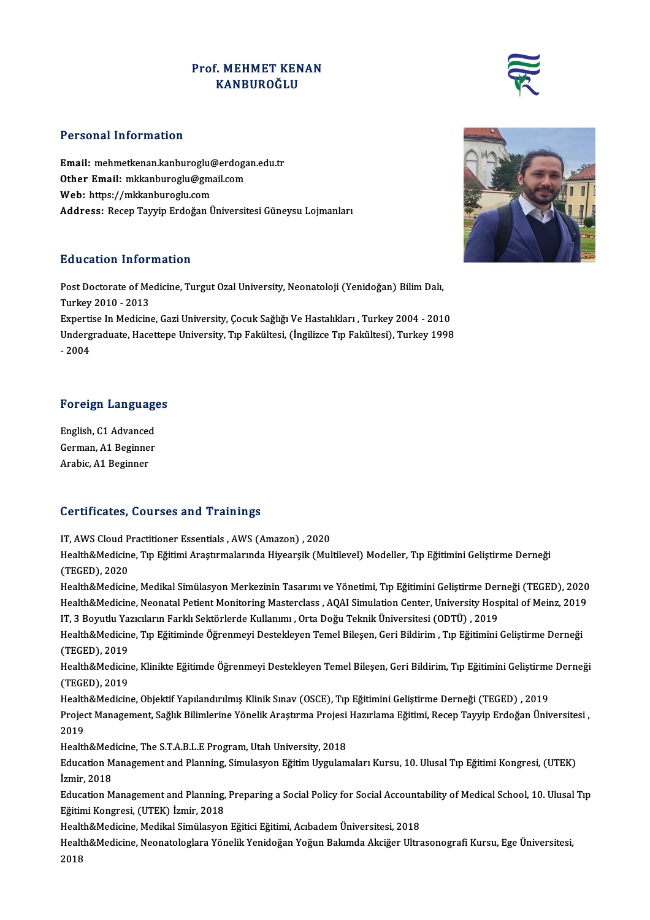# Prof. MEHMET KENAN KANBUROĞLU

## Personal Information

**Email:** mehmetkenan.kanburoglu@erdogan.edu.tr
**Other Email:** mkkanburoglu@gmail.com
**Web:** https://mkkanburoglu.com
**Address:** Recep Tayyip Erdoğan Üniversitesi Güneysu Lojmanları

## Education Information

Post Doctorate of Medicine, Turgut Ozal University, Neonatoloji (Yenidoğan) Bilim Dalı, Turkey 2010 - 2013
Expertise In Medicine, Gazi University, Çocuk Sağlığı Ve Hastalıkları , Turkey 2004 - 2010
Undergraduate, Hacettepe University, Tıp Fakültesi, (İngilizce Tıp Fakültesi), Turkey 1998 - 2004

## Foreign Languages

English, C1 Advanced
German, A1 Beginner
Arabic, A1 Beginner

## Certificates, Courses and Trainings

IT, AWS Cloud Practitioner Essentials , AWS (Amazon) , 2020
Health&Medicine, Tıp Eğitimi Araştırmalarında Hiyearşik (Multilevel) Modeller, Tıp Eğitimini Geliştirme Derneği (TEGED), 2020
Health&Medicine, Medikal Simülasyon Merkezinin Tasarımı ve Yönetimi, Tıp Eğitimini Geliştirme Derneği (TEGED), 2020
Health&Medicine, Neonatal Petient Monitoring Masterclass , AQAI Simulation Center, University Hospital of Meinz, 2019
IT, 3 Boyutlu Yazıcıların Farklı Sektörlerde Kullanımı , Orta Doğu Teknik Üniversitesi (ODTÜ) , 2019
Health&Medicine, Tıp Eğitiminde Öğrenmeyi Destekleyen Temel Bileşen, Geri Bildirim , Tıp Eğitimini Geliştirme Derneği (TEGED), 2019
Health&Medicine, Klinikte Eğitimde Öğrenmeyi Destekleyen Temel Bileşen, Geri Bildirim, Tıp Eğitimini Geliştirme Derneği (TEGED), 2019
Health&Medicine, Objektif Yapılandırılmış Klinik Sınav (OSCE), Tıp Eğitimini Geliştirme Derneği (TEGED) , 2019
Project Management, Sağlık Bilimlerine Yönelik Araştırma Projesi Hazırlama Eğitimi, Recep Tayyip Erdoğan Üniversitesi , 2019
Health&Medicine, The S.T.A.B.L.E Program, Utah University, 2018
Education Management and Planning, Simulasyon Eğitim Uygulamaları Kursu, 10. Ulusal Tıp Eğitimi Kongresi, (UTEK) İzmir, 2018
Education Management and Planning, Preparing a Social Policy for Social Accountability of Medical School, 10. Ulusal Tıp Eğitimi Kongresi, (UTEK) İzmir, 2018
Health&Medicine, Medikal Simülasyon Eğitici Eğitimi, Acıbadem Üniversitesi, 2018
Health&Medicine, Neonatologlara Yönelik Yenidoğan Yoğun Bakımda Akciğer Ultrasonografi Kursu, Ege Üniversitesi, 2018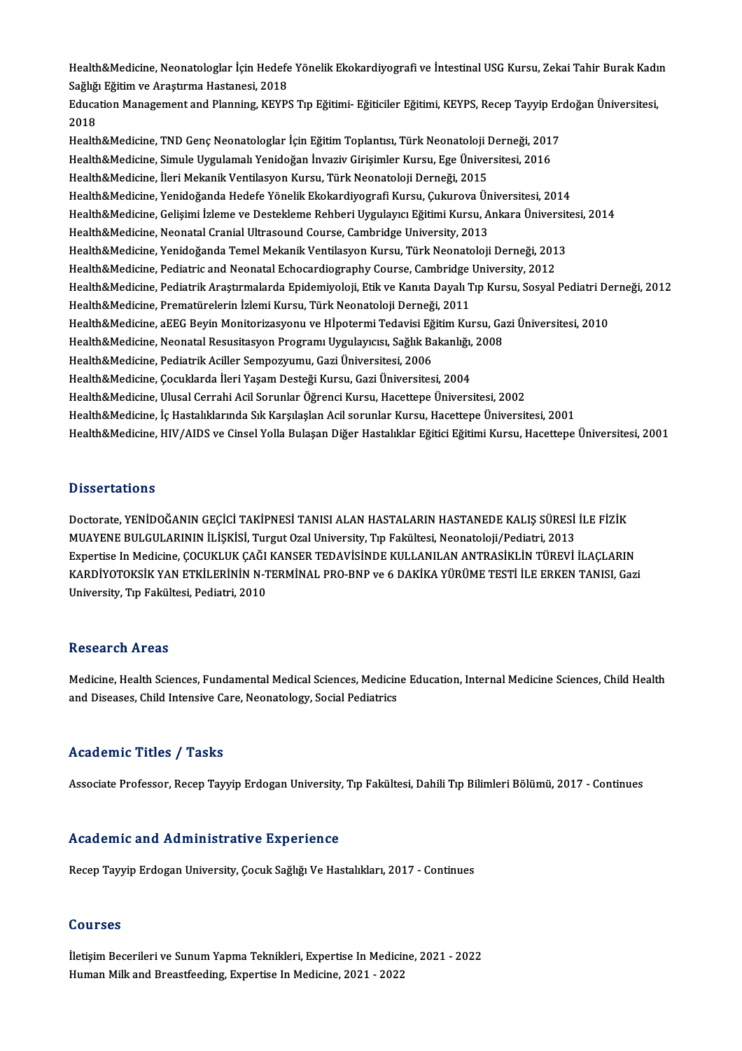Health&Medicine, Neonatologlar İçin Hedefe Yönelik Ekokardiyografi ve İntestinal USG Kursu, Zekai Tahir Burak Kadın Sağlığı Eğitim ve Araştırma Hastanesi, 2018
Education Management and Planning, KEYPS Tıp Eğitimi- Eğiticiler Eğitimi, KEYPS, Recep Tayyip Erdoğan Üniversitesi, 2018
Health&Medicine, TND Genç Neonatologlar İçin Eğitim Toplantısı, Türk Neonatoloji Derneği, 2017
Health&Medicine, Simule Uygulamalı Yenidoğan İnvaziv Girişimler Kursu, Ege Üniversitesi, 2016
Health&Medicine, İleri Mekanik Ventilasyon Kursu, Türk Neonatoloji Derneği, 2015
Health&Medicine, Yenidoğanda Hedefe Yönelik Ekokardiyografi Kursu, Çukurova Üniversitesi, 2014
Health&Medicine, Gelişimi İzleme ve Destekleme Rehberi Uygulayıcı Eğitimi Kursu, Ankara Üniversitesi, 2014
Health&Medicine, Neonatal Cranial Ultrasound Course, Cambridge University, 2013
Health&Medicine, Yenidoğanda Temel Mekanik Ventilasyon Kursu, Türk Neonatoloji Derneği, 2013
Health&Medicine, Pediatric and Neonatal Echocardiography Course, Cambridge University, 2012
Health&Medicine, Pediatrik Araştırmalarda Epidemiyoloji, Etik ve Kanıta Dayalı Tıp Kursu, Sosyal Pediatri Derneği, 2012
Health&Medicine, Prematürelerin İzlemi Kursu, Türk Neonatoloji Derneği, 2011
Health&Medicine, aEEG Beyin Monitorizasyonu ve HİPotermi Tedavisi Eğitim Kursu, Gazi Üniversitesi, 2010
Health&Medicine, Neonatal Resusitasyon Programı Uygulayıcısı, Sağlık Bakanlığı, 2008
Health&Medicine, Pediatrik Aciller Sempozyumu, Gazi Üniversitesi, 2006
Health&Medicine, Çocuklarda İleri Yaşam Desteği Kursu, Gazi Üniversitesi, 2004
Health&Medicine, Ulusal Cerrahi Acil Sorunlar Öğrenci Kursu, Hacettepe Üniversitesi, 2002
Health&Medicine, İç Hastalıklarında Sık Karşılaşlan Acil sorunlar Kursu, Hacettepe Üniversitesi, 2001
Health&Medicine, HIV/AIDS ve Cinsel Yolla Bulaşan Diğer Hastalıklar Eğitici Eğitimi Kursu, Hacettepe Üniversitesi, 2001

## Dissertations

Doctorate, YENİDOĞANIN GEÇİCİ TAKİPNESİ TANISI ALAN HASTALARIN HASTANEDE KALIŞ SÜRESİ İLE FİZİK MUAYENE BULGULARININ İLİŞKİSİ, Turgut Ozal University, Tıp Fakültesi, Neonatoloji/Pediatri, 2013
Expertise In Medicine, ÇOCUKLUK ÇAĞI KANSER TEDAVİSİNDE KULLANILAN ANTRASİKLİN TÜREVİ İLAÇLARIN KARDİYOTOKSİK YAN ETKİLERİNİN N-TERMİNAL PRO-BNP ve 6 DAKİKA YÜRÜME TESTİ İLE ERKEN TANISI, Gazi University, Tıp Fakültesi, Pediatri, 2010

## Research Areas

Medicine, Health Sciences, Fundamental Medical Sciences, Medicine Education, Internal Medicine Sciences, Child Health and Diseases, Child Intensive Care, Neonatology, Social Pediatrics

## Academic Titles / Tasks

Associate Professor, Recep Tayyip Erdogan University, Tıp Fakültesi, Dahili Tıp Bilimleri Bölümü, 2017 - Continues

## Academic and Administrative Experience

Recep Tayyip Erdogan University, Çocuk Sağlığı Ve Hastalıkları, 2017 - Continues

## Courses

İletişim Becerileri ve Sunum Yapma Teknikleri, Expertise In Medicine, 2021 - 2022
Human Milk and Breastfeeding, Expertise In Medicine, 2021 - 2022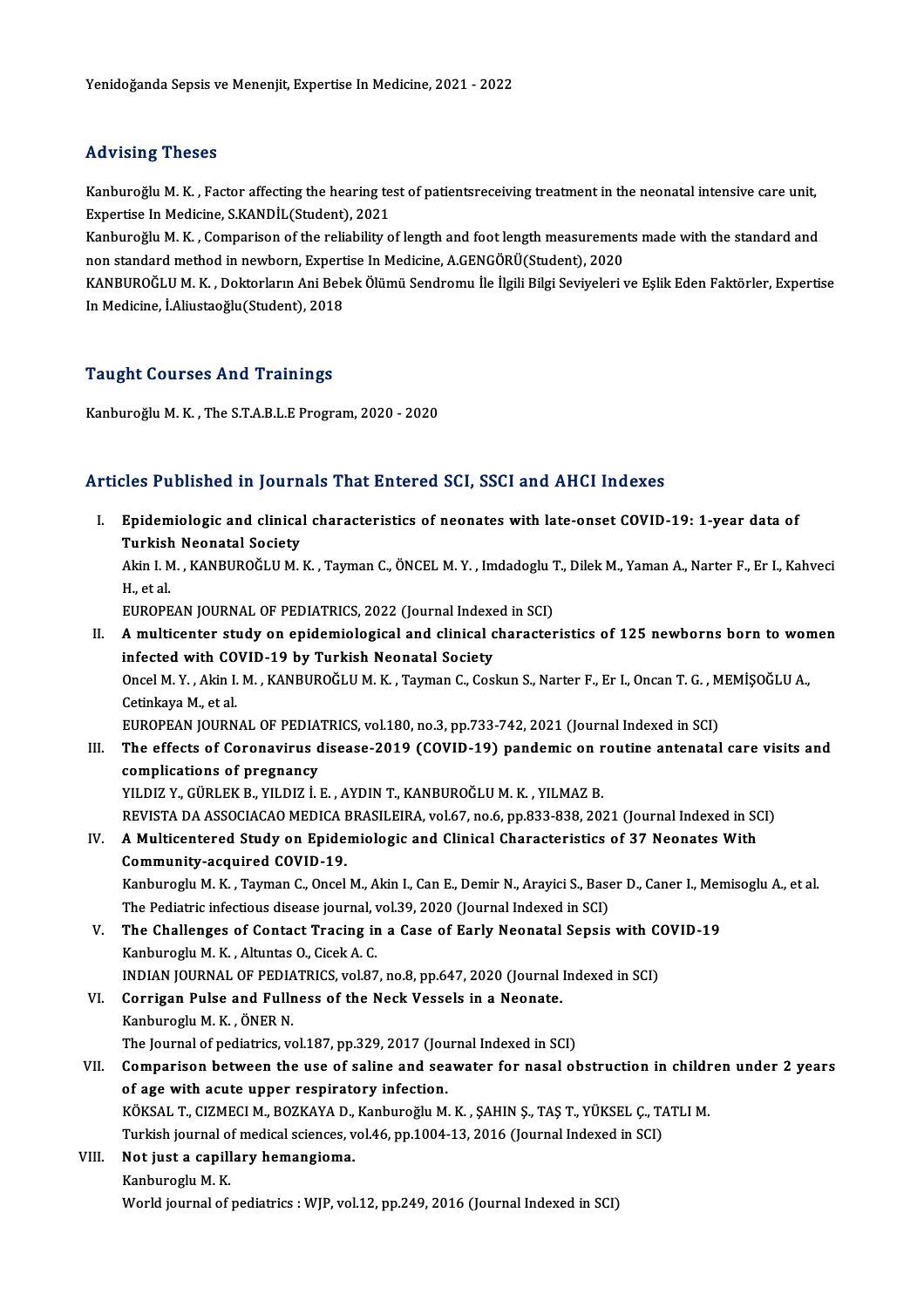Yenidoğanda Sepsis ve Menenjit, Expertise In Medicine, 2021 - 2022

## Advising Theses

Kanburoğlu M. K. , Factor affecting the hearing test of patientsreceiving treatment in the neonatal intensive care unit, Expertise In Medicine, S.KANDİL(Student), 2021

Kanburoğlu M. K. , Comparison of the reliability of length and foot length measurements made with the standard and non standard method in newborn, Expertise In Medicine, A.GENGÖRÜ(Student), 2020

KANBUROĞLU M. K. , Doktorların Ani Bebek Ölümü Sendromu İle İlgili Bilgi Seviyeleri ve Eşlik Eden Faktörler, Expertise In Medicine, İ.Aliustaoğlu(Student), 2018

## Taught Courses And Trainings

Kanburoğlu M. K. , The S.T.A.B.L.E Program, 2020 - 2020

## Articles Published in Journals That Entered SCI, SSCI and AHCI Indexes

I. **Epidemiologic and clinical characteristics of neonates with late-onset COVID-19: 1-year data of Turkish Neonatal Society**
Akin I. M. , KANBUROĞLU M. K. , Tayman C., ÖNCEL M. Y. , Imdadoglu T., Dilek M., Yaman A., Narter F., Er I., Kahveci H., et al.
EUROPEAN JOURNAL OF PEDIATRICS, 2022 (Journal Indexed in SCI)

II. **A multicenter study on epidemiological and clinical characteristics of 125 newborns born to women infected with COVID-19 by Turkish Neonatal Society**
Oncel M. Y. , Akin I. M. , KANBUROĞLU M. K. , Tayman C., Coskun S., Narter F., Er I., Oncan T. G. , MEMİŞOĞLU A., Cetinkaya M., et al.
EUROPEAN JOURNAL OF PEDIATRICS, vol.180, no.3, pp.733-742, 2021 (Journal Indexed in SCI)

III. **The effects of Coronavirus disease-2019 (COVID-19) pandemic on routine antenatal care visits and complications of pregnancy**
YILDIZ Y., GÜRLEK B., YILDIZ İ. E. , AYDIN T., KANBUROĞLU M. K. , YILMAZ B.
REVISTA DA ASSOCIACAO MEDICA BRASILEIRA, vol.67, no.6, pp.833-838, 2021 (Journal Indexed in SCI)

IV. **A Multicentered Study on Epidemiologic and Clinical Characteristics of 37 Neonates With Community-acquired COVID-19.**
Kanburoglu M. K. , Tayman C., Oncel M., Akin I., Can E., Demir N., Arayici S., Baser D., Caner I., Memisoglu A., et al.
The Pediatric infectious disease journal, vol.39, 2020 (Journal Indexed in SCI)

V. **The Challenges of Contact Tracing in a Case of Early Neonatal Sepsis with COVID-19**
Kanburoglu M. K. , Altuntas O., Cicek A. C.
INDIAN JOURNAL OF PEDIATRICS, vol.87, no.8, pp.647, 2020 (Journal Indexed in SCI)

VI. **Corrigan Pulse and Fullness of the Neck Vessels in a Neonate.**
Kanburoglu M. K. , ÖNER N.
The Journal of pediatrics, vol.187, pp.329, 2017 (Journal Indexed in SCI)

VII. **Comparison between the use of saline and seawater for nasal obstruction in children under 2 years of age with acute upper respiratory infection.**
KÖKSAL T., CIZMECI M., BOZKAYA D., Kanburoğlu M. K. , ŞAHIN Ş., TAŞ T., YÜKSEL Ç., TATLI M.
Turkish journal of medical sciences, vol.46, pp.1004-13, 2016 (Journal Indexed in SCI)

VIII. **Not just a capillary hemangioma.**
Kanburoglu M. K.
World journal of pediatrics : WJP, vol.12, pp.249, 2016 (Journal Indexed in SCI)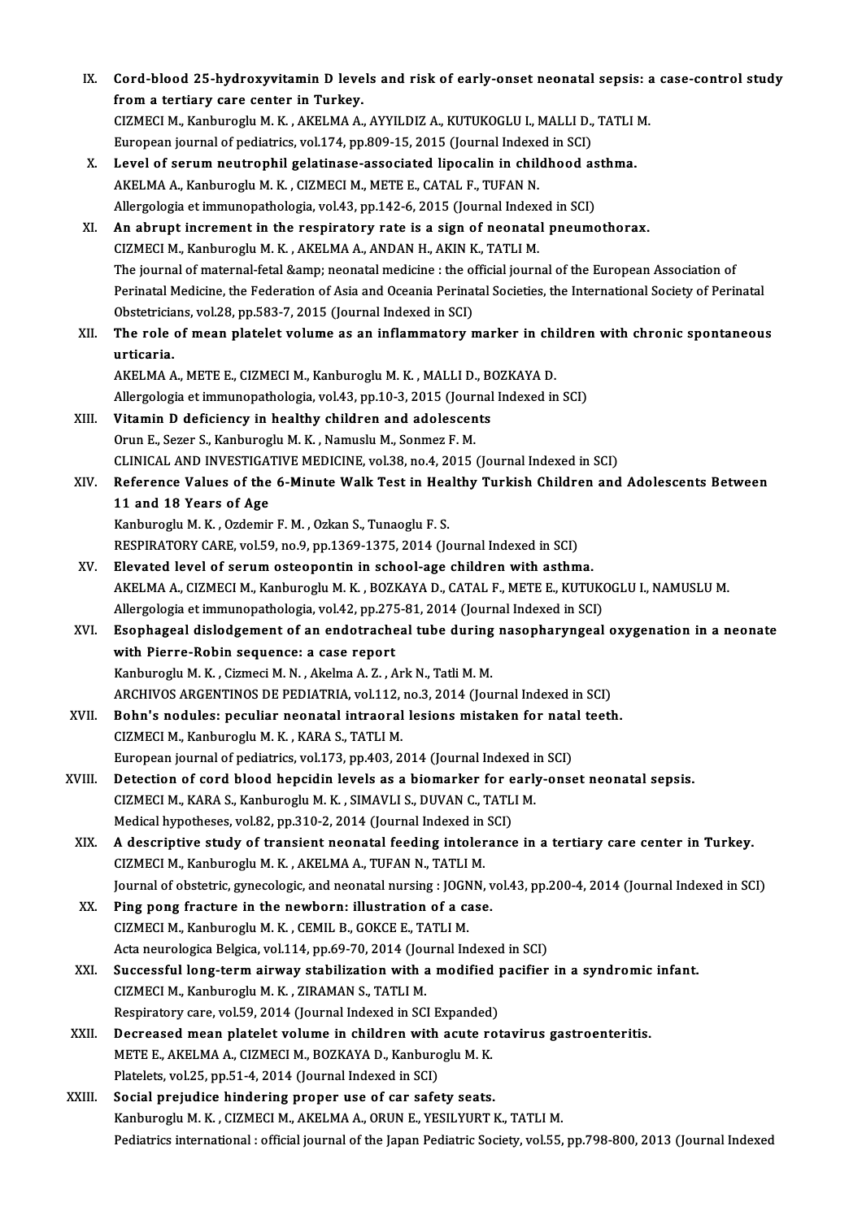IX. **Cord-blood 25-hydroxyvitamin D levels and risk of early-onset neonatal sepsis: a case-control study from a tertiary care center in Turkey.**
CIZMECI M., Kanburoglu M. K. , AKELMA A., AYYILDIZ A., KUTUKOGLU I., MALLI D., TATLI M.
European journal of pediatrics, vol.174, pp.809-15, 2015 (Journal Indexed in SCI)

X. **Level of serum neutrophil gelatinase-associated lipocalin in childhood asthma.**
AKELMA A., Kanburoglu M. K. , CIZMECI M., METE E., CATAL F., TUFAN N.
Allergologia et immunopathologia, vol.43, pp.142-6, 2015 (Journal Indexed in SCI)

XI. **An abrupt increment in the respiratory rate is a sign of neonatal pneumothorax.**
CIZMECI M., Kanburoglu M. K. , AKELMA A., ANDAN H., AKIN K., TATLI M.
The journal of maternal-fetal &amp; neonatal medicine : the official journal of the European Association of Perinatal Medicine, the Federation of Asia and Oceania Perinatal Societies, the International Society of Perinatal Obstetricians, vol.28, pp.583-7, 2015 (Journal Indexed in SCI)

XII. **The role of mean platelet volume as an inflammatory marker in children with chronic spontaneous urticaria.**
AKELMA A., METE E., CIZMECI M., Kanburoglu M. K. , MALLI D., BOZKAYA D.
Allergologia et immunopathologia, vol.43, pp.10-3, 2015 (Journal Indexed in SCI)

XIII. **Vitamin D deficiency in healthy children and adolescents**
Orun E., Sezer S., Kanburoglu M. K. , Namuslu M., Sonmez F. M.
CLINICAL AND INVESTIGATIVE MEDICINE, vol.38, no.4, 2015 (Journal Indexed in SCI)

XIV. **Reference Values of the 6-Minute Walk Test in Healthy Turkish Children and Adolescents Between 11 and 18 Years of Age**
Kanburoglu M. K. , Ozdemir F. M. , Ozkan S., Tunaoglu F. S.
RESPIRATORY CARE, vol.59, no.9, pp.1369-1375, 2014 (Journal Indexed in SCI)

XV. **Elevated level of serum osteopontin in school-age children with asthma.**
AKELMA A., CIZMECI M., Kanburoglu M. K. , BOZKAYA D., CATAL F., METE E., KUTUKOGLU I., NAMUSLU M.
Allergologia et immunopathologia, vol.42, pp.275-81, 2014 (Journal Indexed in SCI)

XVI. **Esophageal dislodgement of an endotracheal tube during nasopharyngeal oxygenation in a neonate with Pierre-Robin sequence: a case report**
Kanburoglu M. K. , Cizmeci M. N. , Akelma A. Z. , Ark N., Tatli M. M.
ARCHIVOS ARGENTINOS DE PEDIATRIA, vol.112, no.3, 2014 (Journal Indexed in SCI)

XVII. **Bohn's nodules: peculiar neonatal intraoral lesions mistaken for natal teeth.**
CIZMECI M., Kanburoglu M. K. , KARA S., TATLI M.
European journal of pediatrics, vol.173, pp.403, 2014 (Journal Indexed in SCI)

XVIII. **Detection of cord blood hepcidin levels as a biomarker for early-onset neonatal sepsis.**
CIZMECI M., KARA S., Kanburoglu M. K. , SIMAVLI S., DUVAN C., TATLI M.
Medical hypotheses, vol.82, pp.310-2, 2014 (Journal Indexed in SCI)

XIX. **A descriptive study of transient neonatal feeding intolerance in a tertiary care center in Turkey.**
CIZMECI M., Kanburoglu M. K. , AKELMA A., TUFAN N., TATLI M.
Journal of obstetric, gynecologic, and neonatal nursing : JOGNN, vol.43, pp.200-4, 2014 (Journal Indexed in SCI)

XX. **Ping pong fracture in the newborn: illustration of a case.**
CIZMECI M., Kanburoglu M. K. , CEMIL B., GOKCE E., TATLI M.
Acta neurologica Belgica, vol.114, pp.69-70, 2014 (Journal Indexed in SCI)

XXI. **Successful long-term airway stabilization with a modified pacifier in a syndromic infant.**
CIZMECI M., Kanburoglu M. K. , ZIRAMAN S., TATLI M.
Respiratory care, vol.59, 2014 (Journal Indexed in SCI Expanded)

XXII. **Decreased mean platelet volume in children with acute rotavirus gastroenteritis.**
METE E., AKELMA A., CIZMECI M., BOZKAYA D., Kanburoglu M. K.
Platelets, vol.25, pp.51-4, 2014 (Journal Indexed in SCI)

XXIII. **Social prejudice hindering proper use of car safety seats.**
Kanburoglu M. K. , CIZMECI M., AKELMA A., ORUN E., YESILYURT K., TATLI M.
Pediatrics international : official journal of the Japan Pediatric Society, vol.55, pp.798-800, 2013 (Journal Indexed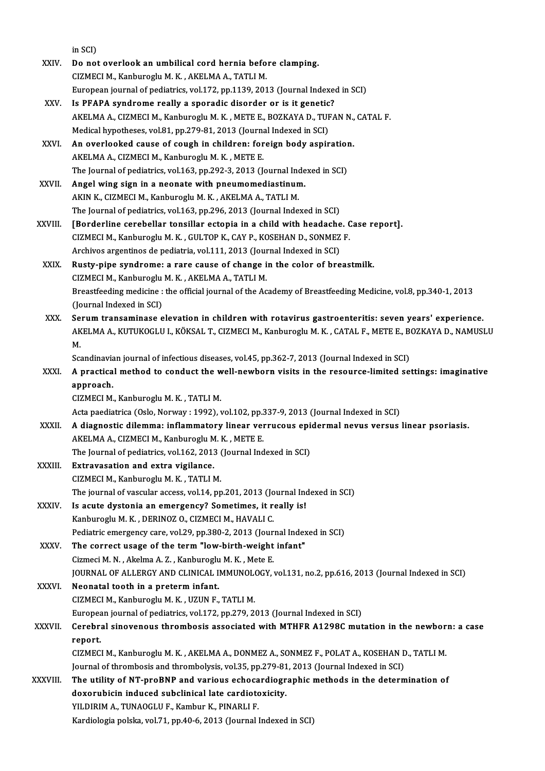in SCI)

XXIV. **Do not overlook an umbilical cord hernia before clamping.**
CIZMECI M., Kanburoglu M. K. , AKELMA A., TATLI M.
European journal of pediatrics, vol.172, pp.1139, 2013 (Journal Indexed in SCI)

XXV. **Is PFAPA syndrome really a sporadic disorder or is it genetic?**
AKELMA A., CIZMECI M., Kanburoglu M. K. , METE E., BOZKAYA D., TUFAN N., CATAL F.
Medical hypotheses, vol.81, pp.279-81, 2013 (Journal Indexed in SCI)

XXVI. **An overlooked cause of cough in children: foreign body aspiration.**
AKELMA A., CIZMECI M., Kanburoglu M. K. , METE E.
The Journal of pediatrics, vol.163, pp.292-3, 2013 (Journal Indexed in SCI)

XXVII. **Angel wing sign in a neonate with pneumomediastinum.**
AKIN K., CIZMECI M., Kanburoglu M. K. , AKELMA A., TATLI M.
The Journal of pediatrics, vol.163, pp.296, 2013 (Journal Indexed in SCI)

XXVIII. **[Borderline cerebellar tonsillar ectopia in a child with headache. Case report].**
CIZMECI M., Kanburoglu M. K. , GULTOP K., CAY P., KOSEHAN D., SONMEZ F.
Archivos argentinos de pediatria, vol.111, 2013 (Journal Indexed in SCI)

XXIX. **Rusty-pipe syndrome: a rare cause of change in the color of breastmilk.**
CIZMECI M., Kanburoglu M. K. , AKELMA A., TATLI M.
Breastfeeding medicine : the official journal of the Academy of Breastfeeding Medicine, vol.8, pp.340-1, 2013 (Journal Indexed in SCI)

XXX. **Serum transaminase elevation in children with rotavirus gastroenteritis: seven years' experience.**
AKELMA A., KUTUKOGLU I., KÖKSAL T., CIZMECI M., Kanburoglu M. K. , CATAL F., METE E., BOZKAYA D., NAMUSLU M.
Scandinavian journal of infectious diseases, vol.45, pp.362-7, 2013 (Journal Indexed in SCI)

XXXI. **A practical method to conduct the well-newborn visits in the resource-limited settings: imaginative approach.**
CIZMECI M., Kanburoglu M. K. , TATLI M.
Acta paediatrica (Oslo, Norway : 1992), vol.102, pp.337-9, 2013 (Journal Indexed in SCI)

XXXII. **A diagnostic dilemma: inflammatory linear verrucous epidermal nevus versus linear psoriasis.**
AKELMA A., CIZMECI M., Kanburoglu M. K. , METE E.
The Journal of pediatrics, vol.162, 2013 (Journal Indexed in SCI)

XXXIII. **Extravasation and extra vigilance.**
CIZMECI M., Kanburoglu M. K. , TATLI M.
The journal of vascular access, vol.14, pp.201, 2013 (Journal Indexed in SCI)

XXXIV. **Is acute dystonia an emergency? Sometimes, it really is!**
Kanburoglu M. K. , DERINOZ O., CIZMECI M., HAVALI C.
Pediatric emergency care, vol.29, pp.380-2, 2013 (Journal Indexed in SCI)

XXXV. **The correct usage of the term "low-birth-weight infant"**
Cizmeci M. N. , Akelma A. Z. , Kanburoglu M. K. , Mete E.
JOURNAL OF ALLERGY AND CLINICAL IMMUNOLOGY, vol.131, no.2, pp.616, 2013 (Journal Indexed in SCI)

XXXVI. **Neonatal tooth in a preterm infant.**
CIZMECI M., Kanburoglu M. K. , UZUN F., TATLI M.
European journal of pediatrics, vol.172, pp.279, 2013 (Journal Indexed in SCI)

XXXVII. **Cerebral sinovenous thrombosis associated with MTHFR A1298C mutation in the newborn: a case report.**
CIZMECI M., Kanburoglu M. K. , AKELMA A., DONMEZ A., SONMEZ F., POLAT A., KOSEHAN D., TATLI M.
Journal of thrombosis and thrombolysis, vol.35, pp.279-81, 2013 (Journal Indexed in SCI)

XXXVIII. **The utility of NT-proBNP and various echocardiographic methods in the determination of doxorubicin induced subclinical late cardiotoxicity.**
YILDIRIM A., TUNAOGLU F., Kambur K., PINARLI F.
Kardiologia polska, vol.71, pp.40-6, 2013 (Journal Indexed in SCI)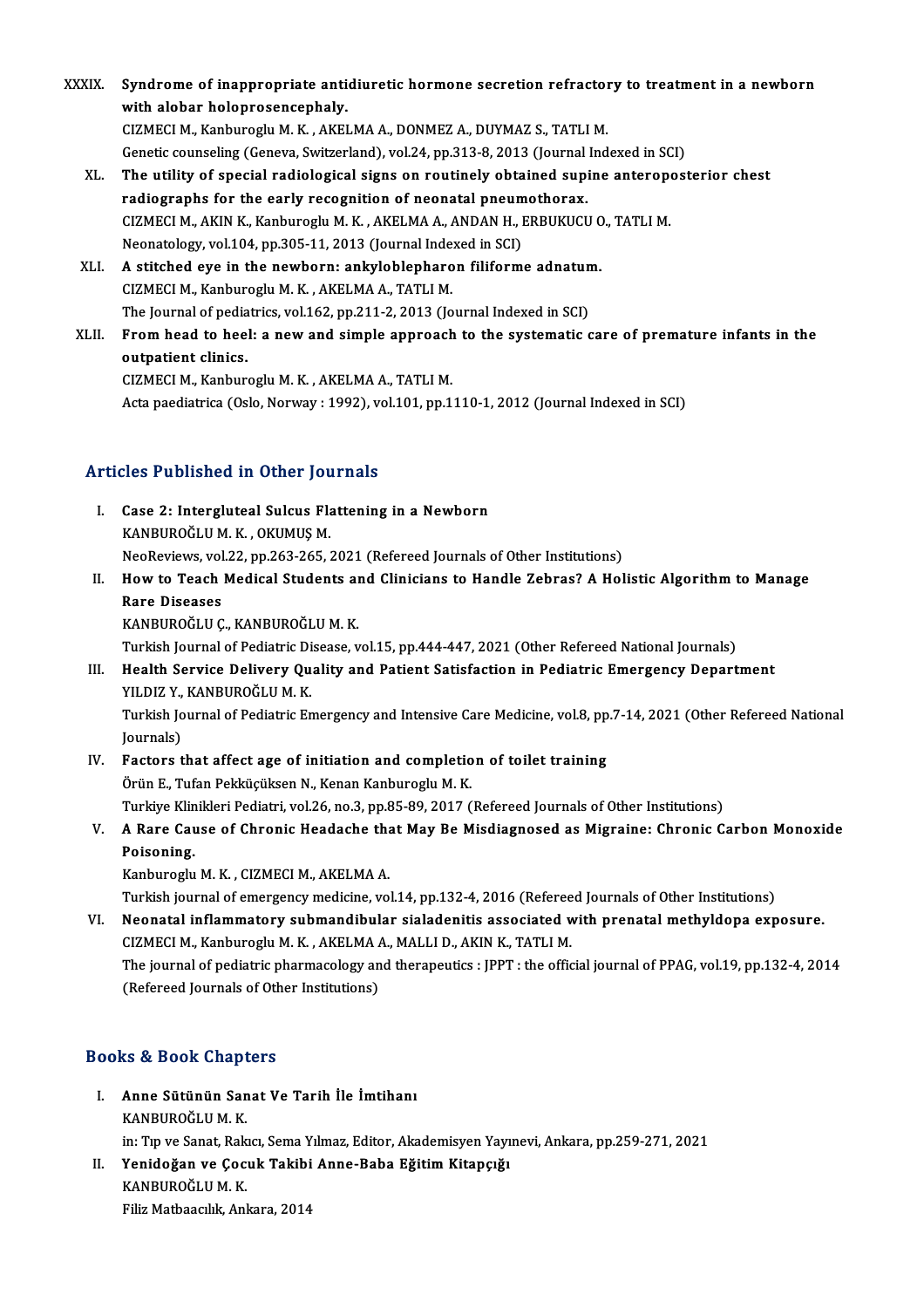XXXIX. **Syndrome of inappropriate antidiuretic hormone secretion refractory to treatment in a newborn with alobar holoprosencephaly.**
CIZMECI M., Kanburoglu M. K. , AKELMA A., DONMEZ A., DUYMAZ S., TATLI M.
Genetic counseling (Geneva, Switzerland), vol.24, pp.313-8, 2013 (Journal Indexed in SCI)

XL. **The utility of special radiological signs on routinely obtained supine anteroposterior chest radiographs for the early recognition of neonatal pneumothorax.**
CIZMECI M., AKIN K., Kanburoglu M. K. , AKELMA A., ANDAN H., ERBUKUCU O., TATLI M.
Neonatology, vol.104, pp.305-11, 2013 (Journal Indexed in SCI)

XLI. **A stitched eye in the newborn: ankyloblepharon filiforme adnatum.**
CIZMECI M., Kanburoglu M. K. , AKELMA A., TATLI M.
The Journal of pediatrics, vol.162, pp.211-2, 2013 (Journal Indexed in SCI)

XLII. **From head to heel: a new and simple approach to the systematic care of premature infants in the outpatient clinics.**
CIZMECI M., Kanburoglu M. K. , AKELMA A., TATLI M.
Acta paediatrica (Oslo, Norway : 1992), vol.101, pp.1110-1, 2012 (Journal Indexed in SCI)

## Articles Published in Other Journals

I. **Case 2: Intergluteal Sulcus Flattening in a Newborn**
KANBUROĞLU M. K. , OKUMUŞ M.
NeoReviews, vol.22, pp.263-265, 2021 (Refereed Journals of Other Institutions)

II. **How to Teach Medical Students and Clinicians to Handle Zebras? A Holistic Algorithm to Manage Rare Diseases**
KANBUROĞLU Ç., KANBUROĞLU M. K.
Turkish Journal of Pediatric Disease, vol.15, pp.444-447, 2021 (Other Refereed National Journals)

III. **Health Service Delivery Quality and Patient Satisfaction in Pediatric Emergency Department**
YILDIZ Y., KANBUROĞLU M. K.
Turkish Journal of Pediatric Emergency and Intensive Care Medicine, vol.8, pp.7-14, 2021 (Other Refereed National Journals)

IV. **Factors that affect age of initiation and completion of toilet training**
Örün E., Tufan Pekküçüksen N., Kenan Kanburoglu M. K.
Turkiye Klinikleri Pediatri, vol.26, no.3, pp.85-89, 2017 (Refereed Journals of Other Institutions)

V. **A Rare Cause of Chronic Headache that May Be Misdiagnosed as Migraine: Chronic Carbon Monoxide Poisoning.**
Kanburoglu M. K. , CIZMECI M., AKELMA A.
Turkish journal of emergency medicine, vol.14, pp.132-4, 2016 (Refereed Journals of Other Institutions)

VI. **Neonatal inflammatory submandibular sialadenitis associated with prenatal methyldopa exposure.**
CIZMECI M., Kanburoglu M. K. , AKELMA A., MALLI D., AKIN K., TATLI M.
The journal of pediatric pharmacology and therapeutics : JPPT : the official journal of PPAG, vol.19, pp.132-4, 2014 (Refereed Journals of Other Institutions)

## Books & Book Chapters

I. **Anne Sütünün Sanat Ve Tarih İle İmtihanı**
KANBUROĞLU M. K.
in: Tıp ve Sanat, Rakıcı, Sema Yılmaz, Editor, Akademisyen Yayınevi, Ankara, pp.259-271, 2021

II. **Yenidoğan ve Çocuk Takibi Anne-Baba Eğitim Kitapçığı**
KANBUROĞLU M. K.
Filiz Matbaacılık, Ankara, 2014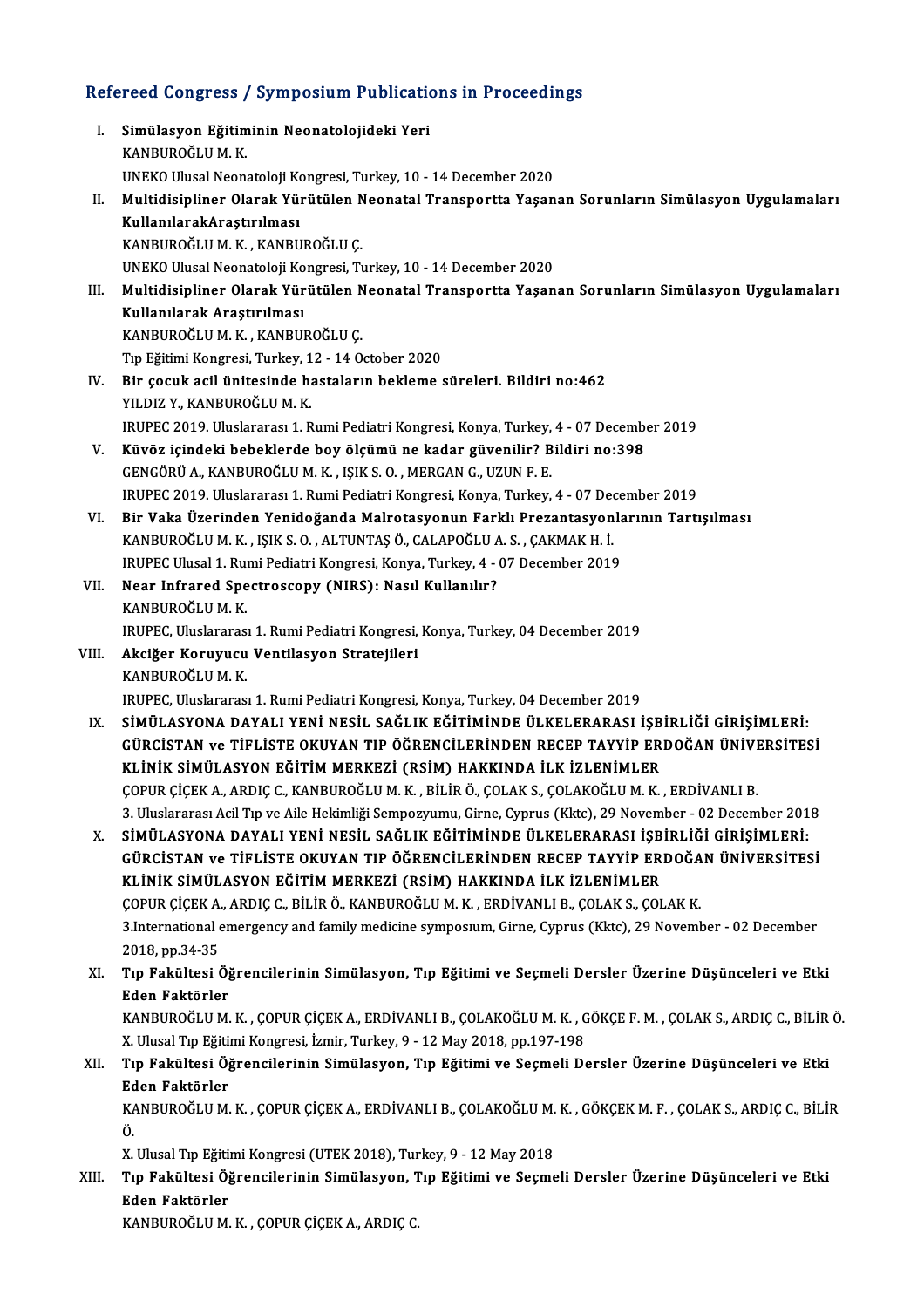## Refereed Congress / Symposium Publications in Proceedings

I. **Simülasyon Eğitiminin Neonatolojideki Yeri**
KANBUROĞLU M. K.
UNEKO Ulusal Neonatoloji Kongresi, Turkey, 10 - 14 December 2020

II. **Multidisipliner Olarak Yürütülen Neonatal Transportta Yaşanan Sorunların Simülasyon Uygulamaları KullanılarakAraştırılması**
KANBUROĞLU M. K. , KANBUROĞLU Ç.
UNEKO Ulusal Neonatoloji Kongresi, Turkey, 10 - 14 December 2020

III. **Multidisipliner Olarak Yürütülen Neonatal Transportta Yaşanan Sorunların Simülasyon Uygulamaları Kullanılarak Araştırılması**
KANBUROĞLU M. K. , KANBUROĞLU Ç.
Tıp Eğitimi Kongresi, Turkey, 12 - 14 October 2020

IV. **Bir çocuk acil ünitesinde hastaların bekleme süreleri. Bildiri no:462**
YILDIZ Y., KANBUROĞLU M. K.
IRUPEC 2019. Uluslararası 1. Rumi Pediatri Kongresi, Konya, Turkey, 4 - 07 December 2019

V. **Küvöz içindeki bebeklerde boy ölçümü ne kadar güvenilir? Bildiri no:398**
GENGÖRÜ A., KANBUROĞLU M. K. , IŞIK S. O. , MERGAN G., UZUN F. E.
IRUPEC 2019. Uluslararası 1. Rumi Pediatri Kongresi, Konya, Turkey, 4 - 07 December 2019

VI. **Bir Vaka Üzerinden Yenidoğanda Malrotasyonun Farklı Prezantasyonlarının Tartışılması**
KANBUROĞLU M. K. , IŞIK S. O. , ALTUNTAŞ Ö., CALAPOĞLU A. S. , ÇAKMAK H. İ.
IRUPEC Ulusal 1. Rumi Pediatri Kongresi, Konya, Turkey, 4 - 07 December 2019

VII. **Near Infrared Spectroscopy (NIRS): Nasıl Kullanılır?**
KANBUROĞLU M. K.
IRUPEC, Uluslararası 1. Rumi Pediatri Kongresi, Konya, Turkey, 04 December 2019

VIII. **Akciğer Koruyucu Ventilasyon Stratejileri**
KANBUROĞLU M. K.
IRUPEC, Uluslararası 1. Rumi Pediatri Kongresi, Konya, Turkey, 04 December 2019

IX. **SİMÜLASYONA DAYALI YENİ NESİL SAĞLIK EĞİTİMİNDE ÜLKELERARASI İŞBİRLİĞİ GİRİŞİMLERİ: GÜRCİSTAN ve TİFLİSTE OKUYAN TIP ÖĞRENCİLERİNDEN RECEP TAYYİP ERDOĞAN ÜNİVERSİTESİ KLİNİK SİMÜLASYON EĞİTİM MERKEZİ (RSİM) HAKKINDA İLK İZLENİMLER**
ÇOPUR ÇİÇEK A., ARDIÇ C., KANBUROĞLU M. K. , BİLİR Ö., ÇOLAK S., ÇOLAKOĞLU M. K. , ERDİVANLI B.
3. Uluslararası Acil Tıp ve Aile Hekimliği Sempozyumu, Girne, Cyprus (Kktc), 29 November - 02 December 2018

X. **SİMÜLASYONA DAYALI YENİ NESİL SAĞLIK EĞİTİMİNDE ÜLKELERARASI İŞBİRLİĞİ GİRİŞİMLERİ: GÜRCİSTAN ve TİFLİSTE OKUYAN TIP ÖĞRENCİLERİNDEN RECEP TAYYİP ERDOĞAN ÜNİVERSİTESİ KLİNİK SİMÜLASYON EĞİTİM MERKEZİ (RSİM) HAKKINDA İLK İZLENİMLER**
ÇOPUR ÇİÇEK A., ARDIÇ C., BİLİR Ö., KANBUROĞLU M. K. , ERDİVANLI B., ÇOLAK S., ÇOLAK K.
3.International emergency and family medicine symposium, Girne, Cyprus (Kktc), 29 November - 02 December 2018, pp.34-35

XI. **Tıp Fakültesi Öğrencilerinin Simülasyon, Tıp Eğitimi ve Seçmeli Dersler Üzerine Düşünceleri ve Etki Eden Faktörler**
KANBUROĞLU M. K. , ÇOPUR ÇİÇEK A., ERDİVANLI B., ÇOLAKOĞLU M. K. , GÖKÇE F. M. , ÇOLAK S., ARDIÇ C., BİLİR Ö.
X. Ulusal Tıp Eğitimi Kongresi, İzmir, Turkey, 9 - 12 May 2018, pp.197-198

XII. **Tıp Fakültesi Öğrencilerinin Simülasyon, Tıp Eğitimi ve Seçmeli Dersler Üzerine Düşünceleri ve Etki Eden Faktörler**
KANBUROĞLU M. K. , ÇOPUR ÇİÇEK A., ERDİVANLI B., ÇOLAKOĞLU M. K. , GÖKÇEK M. F. , ÇOLAK S., ARDIÇ C., BİLİR Ö.
X. Ulusal Tıp Eğitimi Kongresi (UTEK 2018), Turkey, 9 - 12 May 2018

XIII. **Tıp Fakültesi Öğrencilerinin Simülasyon, Tıp Eğitimi ve Seçmeli Dersler Üzerine Düşünceleri ve Etki Eden Faktörler**
KANBUROĞLU M. K. , ÇOPUR ÇİÇEK A., ARDIÇ C.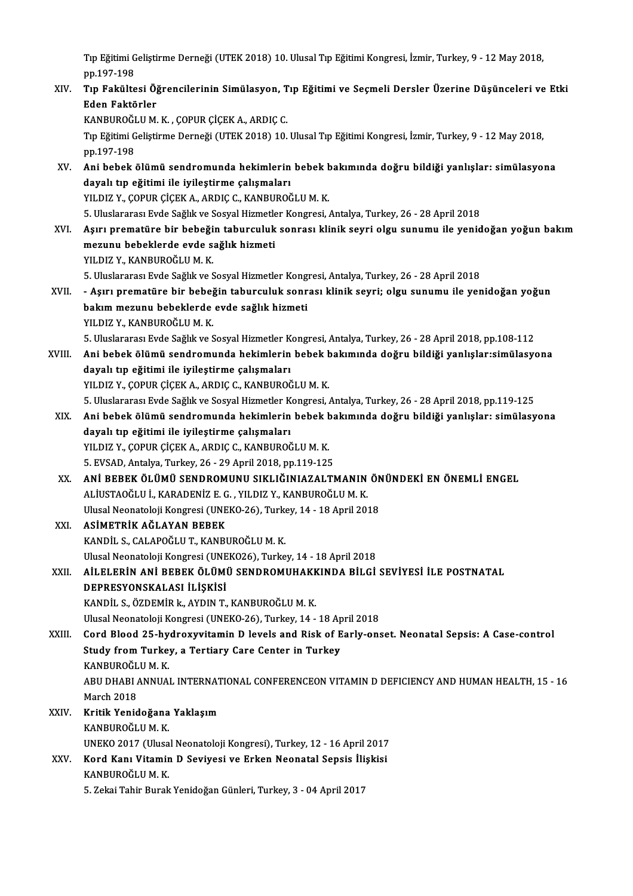Tıp Eğitimi Geliştirme Derneği (UTEK 2018) 10. Ulusal Tıp Eğitimi Kongresi, İzmir, Turkey, 9 - 12 May 2018, pp.197-198

XIV. **Tıp Fakültesi Öğrencilerinin Simülasyon, Tıp Eğitimi ve Seçmeli Dersler Üzerine Düşünceleri ve Etki Eden Faktörler**
KANBUROĞLU M. K. , ÇOPUR ÇİÇEK A., ARDIÇ C.
Tıp Eğitimi Geliştirme Derneği (UTEK 2018) 10. Ulusal Tıp Eğitimi Kongresi, İzmir, Turkey, 9 - 12 May 2018, pp.197-198

XV. **Ani bebek ölümü sendromunda hekimlerin bebek bakımında doğru bildiği yanlışlar: simülasyona dayalı tıp eğitimi ile iyileştirme çalışmaları**
YILDIZ Y., ÇOPUR ÇİÇEK A., ARDIÇ C., KANBUROĞLU M. K.
5. Uluslararası Evde Sağlık ve Sosyal Hizmetler Kongresi, Antalya, Turkey, 26 - 28 April 2018

XVI. **Aşırı prematüre bir bebeğin taburculuk sonrası klinik seyri olgu sunumu ile yenidoğan yoğun bakım mezunu bebeklerde evde sağlık hizmeti**
YILDIZ Y., KANBUROĞLU M. K.
5. Uluslararası Evde Sağlık ve Sosyal Hizmetler Kongresi, Antalya, Turkey, 26 - 28 April 2018

XVII. **- Aşırı prematüre bir bebeğin taburculuk sonrası klinik seyri; olgu sunumu ile yenidoğan yoğun bakım mezunu bebeklerde evde sağlık hizmeti**
YILDIZ Y., KANBUROĞLU M. K.
5. Uluslararası Evde Sağlık ve Sosyal Hizmetler Kongresi, Antalya, Turkey, 26 - 28 April 2018, pp.108-112

XVIII. **Ani bebek ölümü sendromunda hekimlerin bebek bakımında doğru bildiği yanlışlar:simülasyona dayalı tıp eğitimi ile iyileştirme çalışmaları**
YILDIZ Y., ÇOPUR ÇİÇEK A., ARDIÇ C., KANBUROĞLU M. K.
5. Uluslararası Evde Sağlık ve Sosyal Hizmetler Kongresi, Antalya, Turkey, 26 - 28 April 2018, pp.119-125

XIX. **Ani bebek ölümü sendromunda hekimlerin bebek bakımında doğru bildiği yanlışlar: simülasyona dayalı tıp eğitimi ile iyileştirme çalışmaları**
YILDIZ Y., ÇOPUR ÇİÇEK A., ARDIÇ C., KANBUROĞLU M. K.
5. EVSAD, Antalya, Turkey, 26 - 29 April 2018, pp.119-125

XX. **ANİ BEBEK ÖLÜMÜ SENDROMUNU SIKLIĞINIAZALTMANIN ÖNÜNDEKİ EN ÖNEMLİ ENGEL**
ALİUSTAOĞLU İ., KARADENİZ E. G. , YILDIZ Y., KANBUROĞLU M. K.
Ulusal Neonatoloji Kongresi (UNEKO-26), Turkey, 14 - 18 April 2018

XXI. **ASİMETRİK AĞLAYAN BEBEK**
KANDİL S., CALAPOĞLU T., KANBUROĞLU M. K.
Ulusal Neonatoloji Kongresi (UNEKO26), Turkey, 14 - 18 April 2018

XXII. **AİLELERİN ANİ BEBEK ÖLÜMÜ SENDROMUHAKKINDA BİLGİ SEVİYESİ İLE POSTNATAL DEPRESYONSKALASI İLİŞKİSİ**
KANDİL S., ÖZDEMİR k., AYDIN T., KANBUROĞLU M. K.
Ulusal Neonatoloji Kongresi (UNEKO-26), Turkey, 14 - 18 April 2018

XXIII. **Cord Blood 25-hydroxyvitamin D levels and Risk of Early-onset. Neonatal Sepsis: A Case-control Study from Turkey, a Tertiary Care Center in Turkey**
KANBUROĞLU M. K.
ABU DHABI ANNUAL INTERNATIONAL CONFERENCEON VITAMIN D DEFICIENCY AND HUMAN HEALTH, 15 - 16 March 2018

XXIV. **Kritik Yenidoğana Yaklaşım**
KANBUROĞLU M. K.
UNEKO 2017 (Ulusal Neonatoloji Kongresi), Turkey, 12 - 16 April 2017

XXV. **Kord Kanı Vitamin D Seviyesi ve Erken Neonatal Sepsis İlişkisi**
KANBUROĞLU M. K.
5. Zekai Tahir Burak Yenidoğan Günleri, Turkey, 3 - 04 April 2017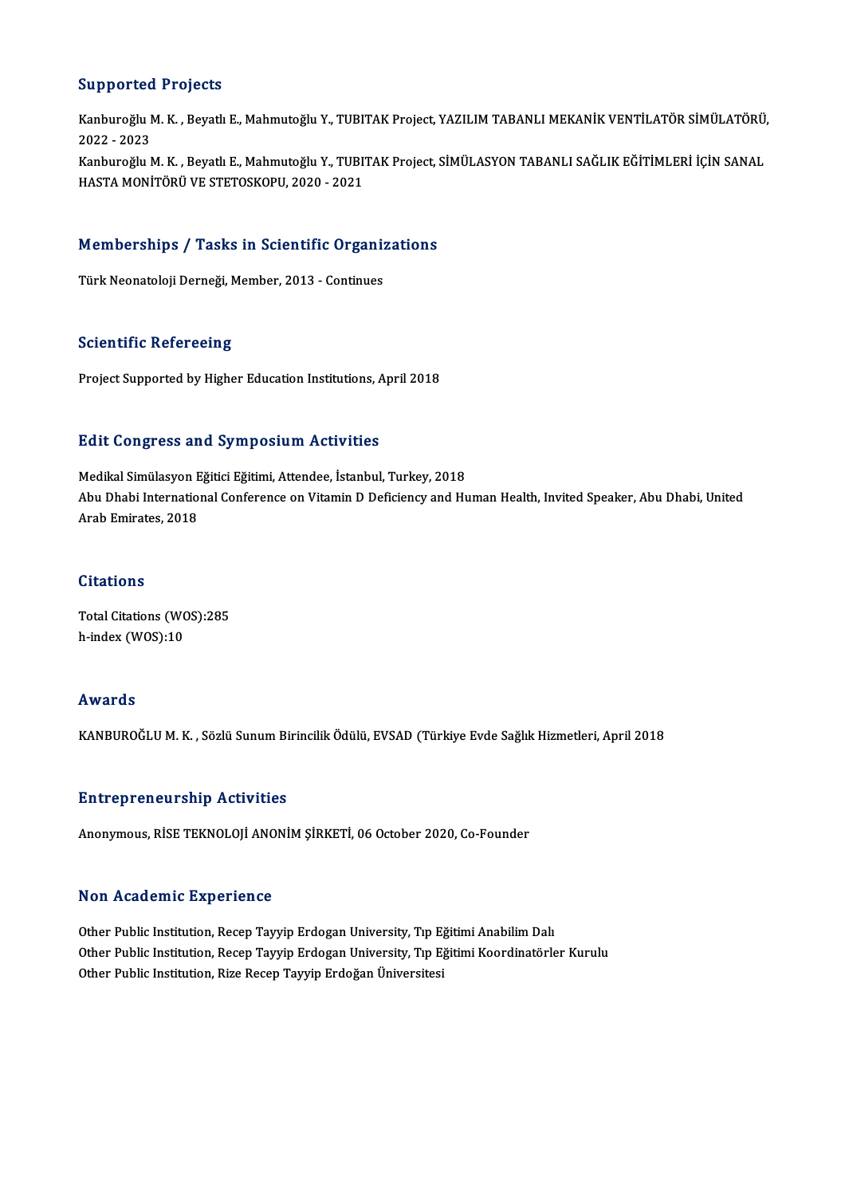## Supported Projects

Kanburoğlu M. K. , Beyatlı E., Mahmutoğlu Y., TUBITAK Project, YAZILIM TABANLI MEKANİK VENTİLATÖR SİMÜLATÖRÜ, 2022 - 2023

Kanburoğlu M. K. , Beyatlı E., Mahmutoğlu Y., TUBITAK Project, SİMÜLASYON TABANLI SAĞLIK EĞİTİMLERİ İÇİN SANAL HASTA MONİTÖRÜ VE STETOSKOPU, 2020 - 2021

## Memberships / Tasks in Scientific Organizations

Türk Neonatoloji Derneği, Member, 2013 - Continues

## Scientific Refereeing

Project Supported by Higher Education Institutions, April 2018

## Edit Congress and Symposium Activities

Medikal Simülasyon Eğitici Eğitimi, Attendee, İstanbul, Turkey, 2018

Abu Dhabi International Conference on Vitamin D Deficiency and Human Health, Invited Speaker, Abu Dhabi, United Arab Emirates, 2018

## Citations

Total Citations (WOS):285

h-index (WOS):10

## Awards

KANBUROĞLU M. K. , Sözlü Sunum Birincilik Ödülü, EVSAD (Türkiye Evde Sağlık Hizmetleri, April 2018

## Entrepreneurship Activities

Anonymous, RİSE TEKNOLOJİ ANONİM ŞİRKETİ, 06 October 2020, Co-Founder

## Non Academic Experience

Other Public Institution, Recep Tayyip Erdogan University, Tıp Eğitimi Anabilim Dalı

Other Public Institution, Recep Tayyip Erdogan University, Tıp Eğitimi Koordinatörler Kurulu

Other Public Institution, Rize Recep Tayyip Erdoğan Üniversitesi